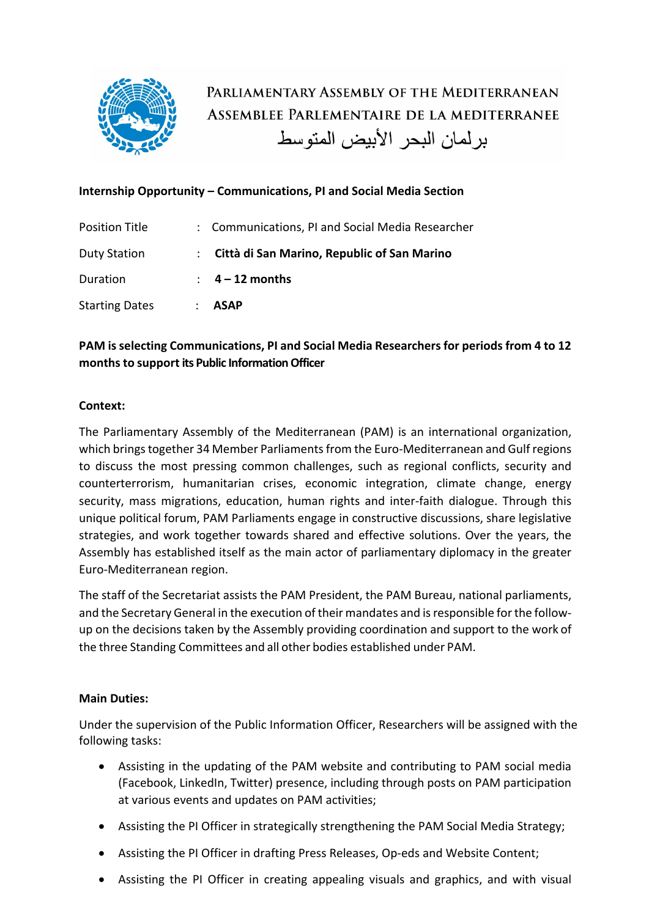PARLIAMENTARY ASSEMBLY OF THE MEDITERRANEAN
ASSEMBLEE PARLEMENTAIRE DE LA MEDITERRANEE
برلمان البحر الأبيض المتوسط

**Internship Opportunity – Communications, PI and Social Media Section**

| | | |
|---|---|---|
| Position Title | : | Communications, PI and Social Media Researcher |
| Duty Station | : | **Città di San Marino, Republic of San Marino** |
| Duration | : | **4 – 12 months** |
| Starting Dates | : | **ASAP** |

**PAM is selecting Communications, PI and Social Media Researchers for periods from 4 to 12 months to support its Public Information Officer**

**Context:**

The Parliamentary Assembly of the Mediterranean (PAM) is an international organization, which brings together 34 Member Parliaments from the Euro-Mediterranean and Gulf regions to discuss the most pressing common challenges, such as regional conflicts, security and counterterrorism, humanitarian crises, economic integration, climate change, energy security, mass migrations, education, human rights and inter-faith dialogue. Through this unique political forum, PAM Parliaments engage in constructive discussions, share legislative strategies, and work together towards shared and effective solutions. Over the years, the Assembly has established itself as the main actor of parliamentary diplomacy in the greater Euro-Mediterranean region.

The staff of the Secretariat assists the PAM President, the PAM Bureau, national parliaments, and the Secretary General in the execution of their mandates and is responsible for the follow-up on the decisions taken by the Assembly providing coordination and support to the work of the three Standing Committees and all other bodies established under PAM.

**Main Duties:**

Under the supervision of the Public Information Officer, Researchers will be assigned with the following tasks:

- Assisting in the updating of the PAM website and contributing to PAM social media (Facebook, LinkedIn, Twitter) presence, including through posts on PAM participation at various events and updates on PAM activities;
- Assisting the PI Officer in strategically strengthening the PAM Social Media Strategy;
- Assisting the PI Officer in drafting Press Releases, Op-eds and Website Content;
- Assisting the PI Officer in creating appealing visuals and graphics, and with visual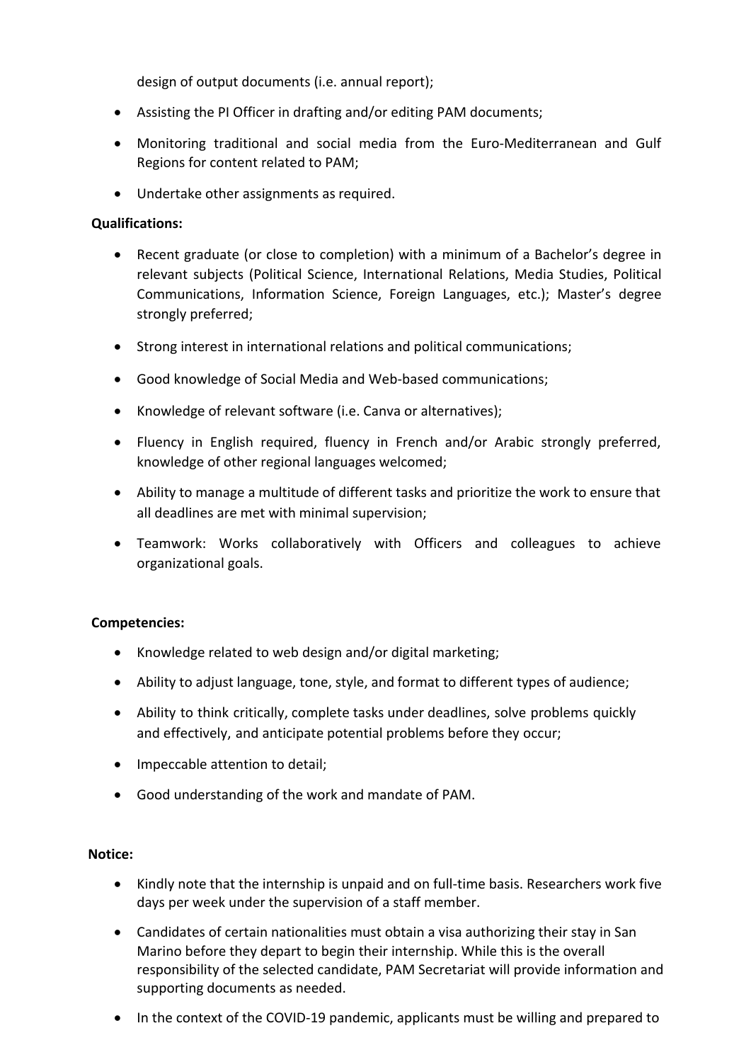design of output documents (i.e. annual report);

- Assisting the PI Officer in drafting and/or editing PAM documents;
- Monitoring traditional and social media from the Euro-Mediterranean and Gulf Regions for content related to PAM;
- Undertake other assignments as required.

**Qualifications:**

- Recent graduate (or close to completion) with a minimum of a Bachelor's degree in relevant subjects (Political Science, International Relations, Media Studies, Political Communications, Information Science, Foreign Languages, etc.); Master's degree strongly preferred;
- Strong interest in international relations and political communications;
- Good knowledge of Social Media and Web-based communications;
- Knowledge of relevant software (i.e. Canva or alternatives);
- Fluency in English required, fluency in French and/or Arabic strongly preferred, knowledge of other regional languages welcomed;
- Ability to manage a multitude of different tasks and prioritize the work to ensure that all deadlines are met with minimal supervision;
- Teamwork: Works collaboratively with Officers and colleagues to achieve organizational goals.

**Competencies:**

- Knowledge related to web design and/or digital marketing;
- Ability to adjust language, tone, style, and format to different types of audience;
- Ability to think critically, complete tasks under deadlines, solve problems quickly and effectively, and anticipate potential problems before they occur;
- Impeccable attention to detail;
- Good understanding of the work and mandate of PAM.

**Notice:**

- Kindly note that the internship is unpaid and on full-time basis. Researchers work five days per week under the supervision of a staff member.
- Candidates of certain nationalities must obtain a visa authorizing their stay in San Marino before they depart to begin their internship. While this is the overall responsibility of the selected candidate, PAM Secretariat will provide information and supporting documents as needed.
- In the context of the COVID-19 pandemic, applicants must be willing and prepared to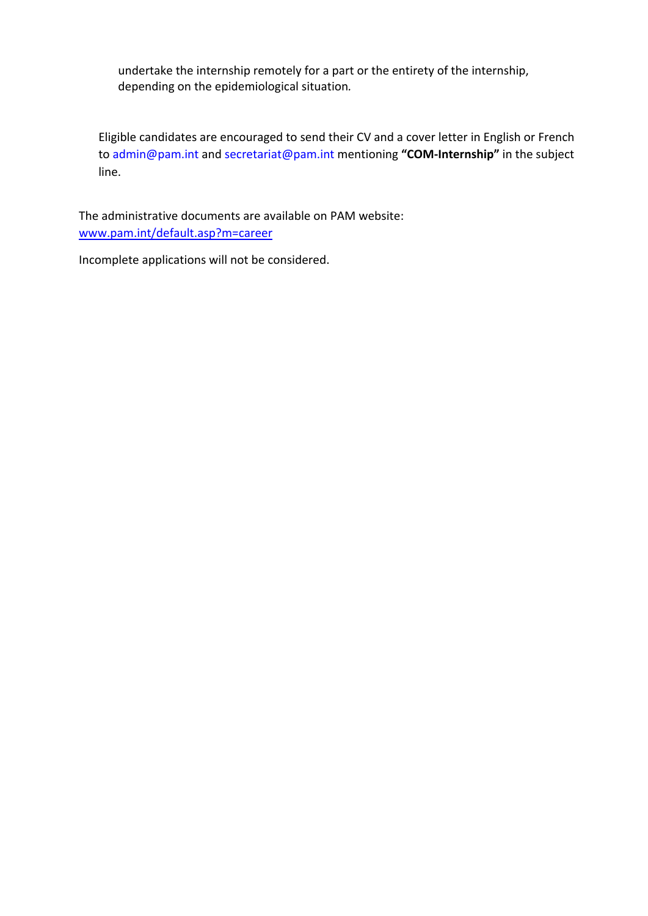undertake the internship remotely for a part or the entirety of the internship, depending on the epidemiological situation.

Eligible candidates are encouraged to send their CV and a cover letter in English or French to admin@pam.int and secretariat@pam.int mentioning **"COM-Internship"** in the subject line.

The administrative documents are available on PAM website: [www.pam.int/default.asp?m=career](www.pam.int/default.asp?m=career)

Incomplete applications will not be considered.